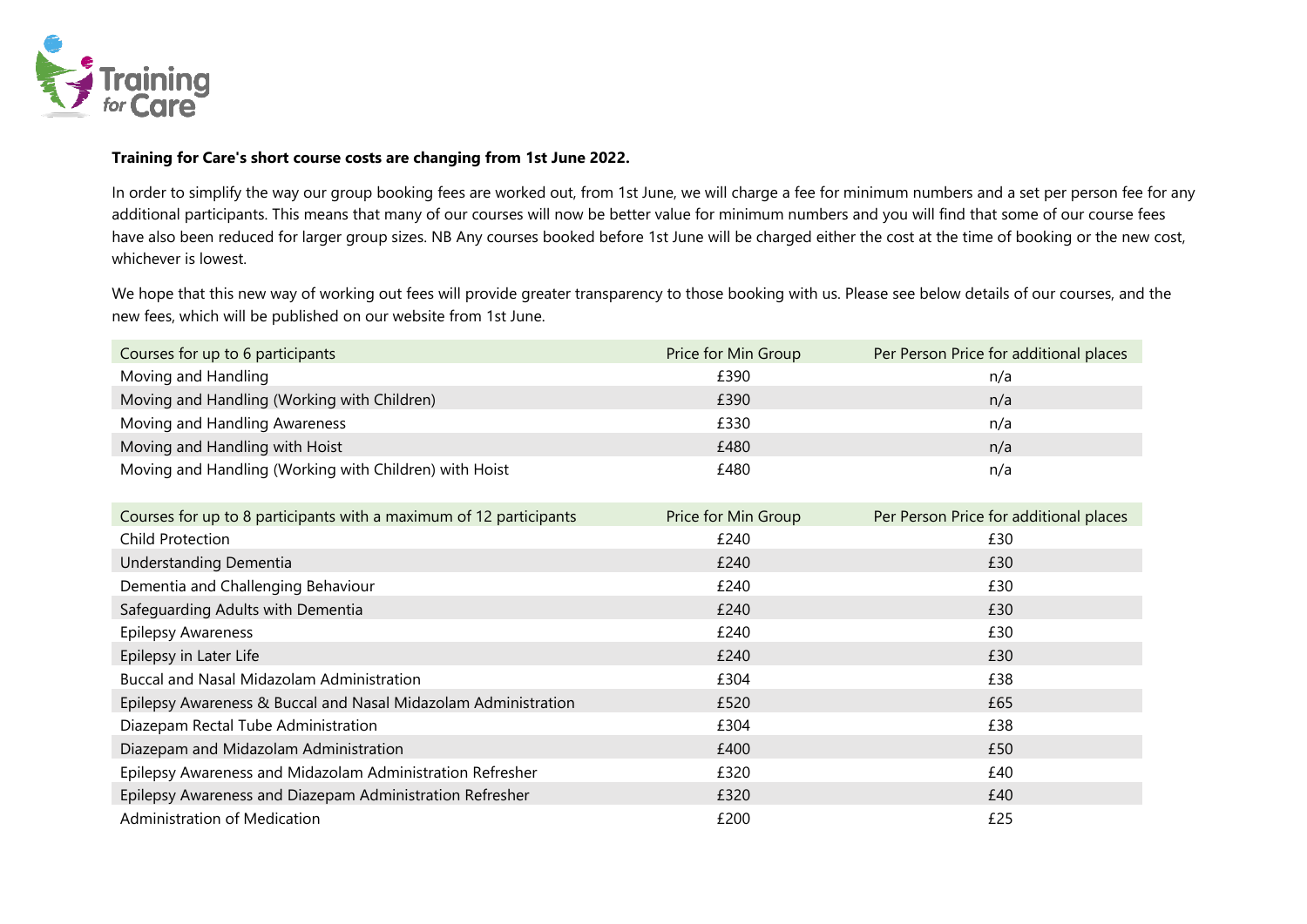**Training for Care's short course costs are changing from 1st June 2022.**

In order to simplify the way our group booking fees are worked out, from 1st June, we will charge a fee for minimum numbers and a set per person fee for any additional participants. This means that many of our courses will now be better value for minimum numbers and you will find that some of our course fees have also been reduced for larger group sizes. NB Any courses booked before 1st June will be charged either the cost at the time of booking or the new cost, whichever is lowest.

We hope that this new way of working out fees will provide greater transparency to those booking with us. Please see below details of our courses, and the new fees, which will be published on our website from 1st June.

| Courses for up to 6 participants | Price for Min Group | Per Person Price for additional places |
|---|---|---|
| Moving and Handling | £390 | n/a |
| Moving and Handling (Working with Children) | £390 | n/a |
| Moving and Handling Awareness | £330 | n/a |
| Moving and Handling with Hoist | £480 | n/a |
| Moving and Handling (Working with Children) with Hoist | £480 | n/a |

| Courses for up to 8 participants with a maximum of 12 participants | Price for Min Group | Per Person Price for additional places |
|---|---|---|
| Child Protection | £240 | £30 |
| Understanding Dementia | £240 | £30 |
| Dementia and Challenging Behaviour | £240 | £30 |
| Safeguarding Adults with Dementia | £240 | £30 |
| Epilepsy Awareness | £240 | £30 |
| Epilepsy in Later Life | £240 | £30 |
| Buccal and Nasal Midazolam Administration | £304 | £38 |
| Epilepsy Awareness & Buccal and Nasal Midazolam Administration | £520 | £65 |
| Diazepam Rectal Tube Administration | £304 | £38 |
| Diazepam and Midazolam Administration | £400 | £50 |
| Epilepsy Awareness and Midazolam Administration Refresher | £320 | £40 |
| Epilepsy Awareness and Diazepam Administration Refresher | £320 | £40 |
| Administration of Medication | £200 | £25 |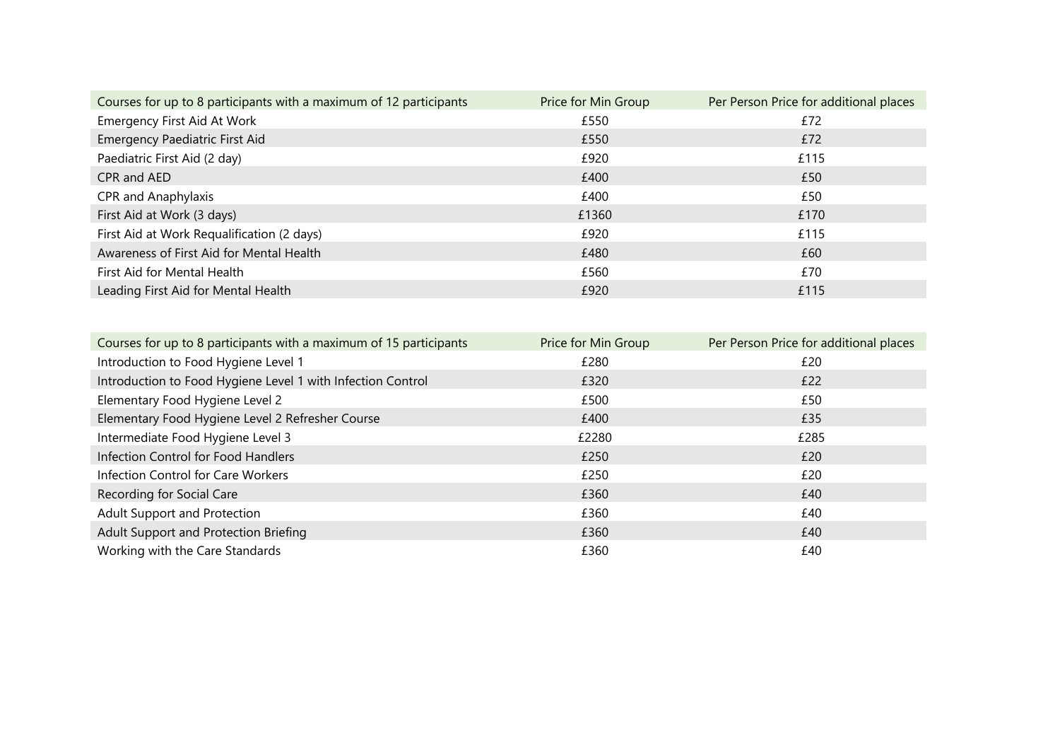| Courses for up to 8 participants with a maximum of 12 participants | Price for Min Group | Per Person Price for additional places |
| --- | --- | --- |
| Emergency First Aid At Work | £550 | £72 |
| Emergency Paediatric First Aid | £550 | £72 |
| Paediatric First Aid (2 day) | £920 | £115 |
| CPR and AED | £400 | £50 |
| CPR and Anaphylaxis | £400 | £50 |
| First Aid at Work (3 days) | £1360 | £170 |
| First Aid at Work Requalification (2 days) | £920 | £115 |
| Awareness of First Aid for Mental Health | £480 | £60 |
| First Aid for Mental Health | £560 | £70 |
| Leading First Aid for Mental Health | £920 | £115 |

| Courses for up to 8 participants with a maximum of 15 participants | Price for Min Group | Per Person Price for additional places |
| --- | --- | --- |
| Introduction to Food Hygiene Level 1 | £280 | £20 |
| Introduction to Food Hygiene Level 1 with Infection Control | £320 | £22 |
| Elementary Food Hygiene Level 2 | £500 | £50 |
| Elementary Food Hygiene Level 2 Refresher Course | £400 | £35 |
| Intermediate Food Hygiene Level 3 | £2280 | £285 |
| Infection Control for Food Handlers | £250 | £20 |
| Infection Control for Care Workers | £250 | £20 |
| Recording for Social Care | £360 | £40 |
| Adult Support and Protection | £360 | £40 |
| Adult Support and Protection Briefing | £360 | £40 |
| Working with the Care Standards | £360 | £40 |